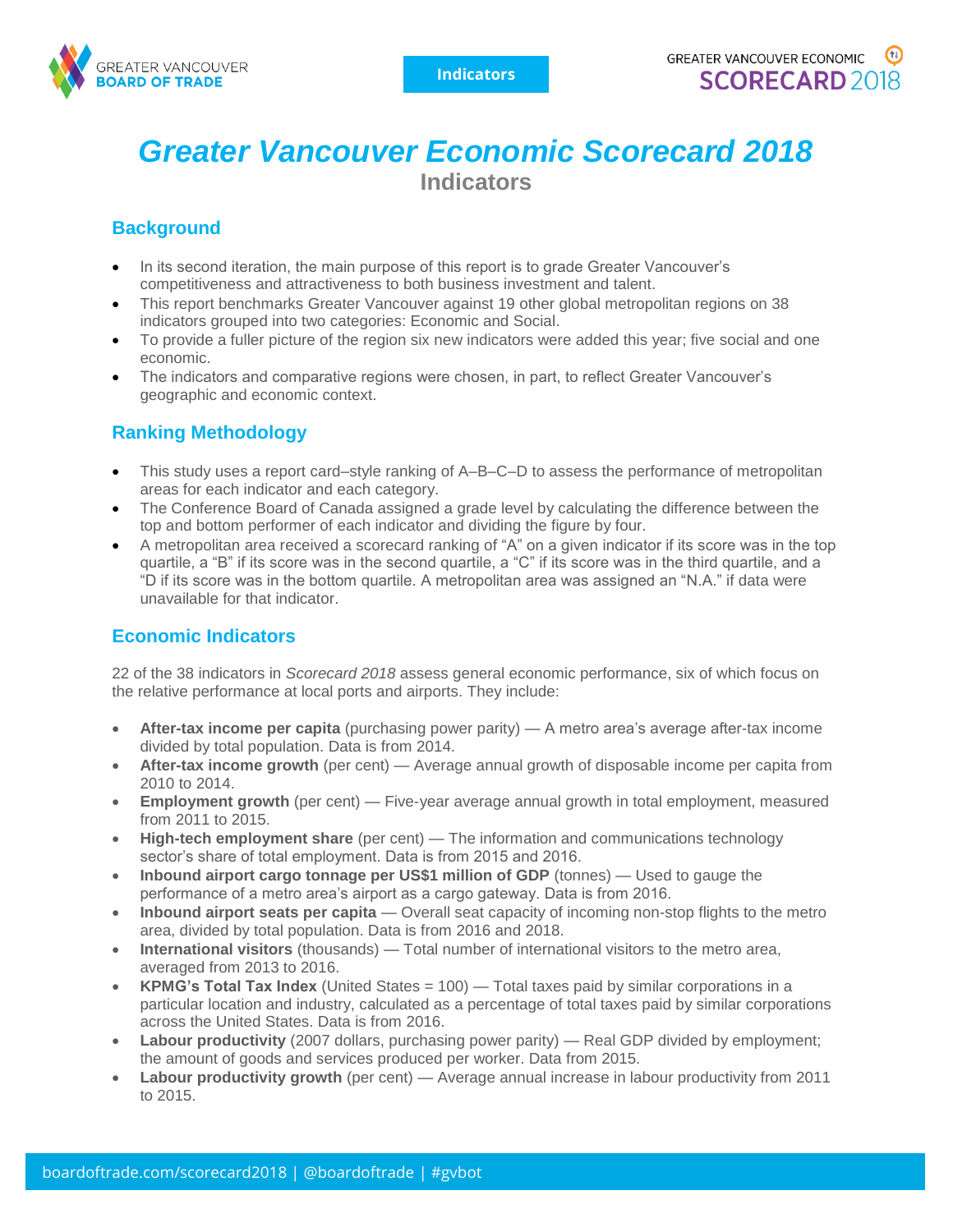# Greater Vancouver Economic Scorecard 2018

## Indicators

### Background

- In its second iteration, the main purpose of this report is to grade Greater Vancouver's competitiveness and attractiveness to both business investment and talent.
- This report benchmarks Greater Vancouver against 19 other global metropolitan regions on 38 indicators grouped into two categories: Economic and Social.
- To provide a fuller picture of the region six new indicators were added this year; five social and one economic.
- The indicators and comparative regions were chosen, in part, to reflect Greater Vancouver's geographic and economic context.

### Ranking Methodology

- This study uses a report card–style ranking of A–B–C–D to assess the performance of metropolitan areas for each indicator and each category.
- The Conference Board of Canada assigned a grade level by calculating the difference between the top and bottom performer of each indicator and dividing the figure by four.
- A metropolitan area received a scorecard ranking of "A" on a given indicator if its score was in the top quartile, a "B" if its score was in the second quartile, a "C" if its score was in the third quartile, and a "D if its score was in the bottom quartile. A metropolitan area was assigned an "N.A." if data were unavailable for that indicator.

### Economic Indicators

22 of the 38 indicators in *Scorecard 2018* assess general economic performance, six of which focus on the relative performance at local ports and airports. They include:

- **After-tax income per capita** (purchasing power parity) — A metro area's average after-tax income divided by total population. Data is from 2014.
- **After-tax income growth** (per cent) — Average annual growth of disposable income per capita from 2010 to 2014.
- **Employment growth** (per cent) — Five-year average annual growth in total employment, measured from 2011 to 2015.
- **High-tech employment share** (per cent) — The information and communications technology sector's share of total employment. Data is from 2015 and 2016.
- **Inbound airport cargo tonnage per US$1 million of GDP** (tonnes) — Used to gauge the performance of a metro area's airport as a cargo gateway. Data is from 2016.
- **Inbound airport seats per capita** — Overall seat capacity of incoming non-stop flights to the metro area, divided by total population. Data is from 2016 and 2018.
- **International visitors** (thousands) — Total number of international visitors to the metro area, averaged from 2013 to 2016.
- **KPMG's Total Tax Index** (United States = 100) — Total taxes paid by similar corporations in a particular location and industry, calculated as a percentage of total taxes paid by similar corporations across the United States. Data is from 2016.
- **Labour productivity** (2007 dollars, purchasing power parity) — Real GDP divided by employment; the amount of goods and services produced per worker. Data from 2015.
- **Labour productivity growth** (per cent) — Average annual increase in labour productivity from 2011 to 2015.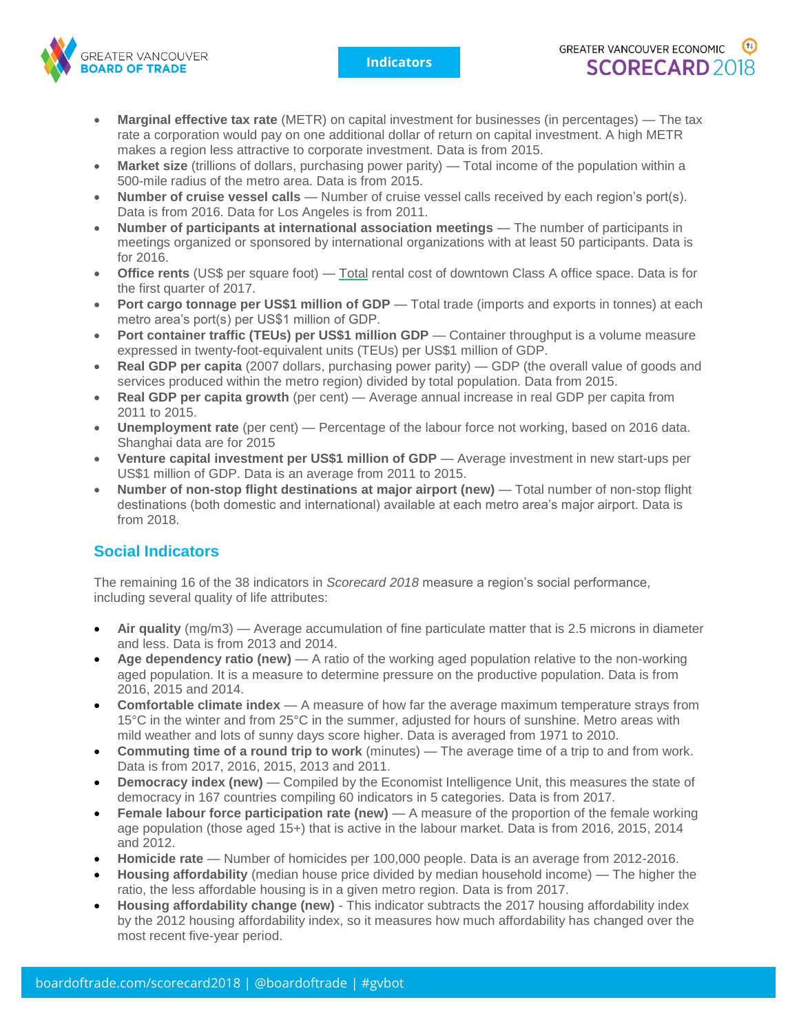- **Marginal effective tax rate** (METR) on capital investment for businesses (in percentages) — The tax rate a corporation would pay on one additional dollar of return on capital investment. A high METR makes a region less attractive to corporate investment. Data is from 2015.
- **Market size** (trillions of dollars, purchasing power parity) — Total income of the population within a 500-mile radius of the metro area. Data is from 2015.
- **Number of cruise vessel calls** — Number of cruise vessel calls received by each region's port(s). Data is from 2016. Data for Los Angeles is from 2011.
- **Number of participants at international association meetings** — The number of participants in meetings organized or sponsored by international organizations with at least 50 participants. Data is for 2016.
- **Office rents** (US$ per square foot) — Total rental cost of downtown Class A office space. Data is for the first quarter of 2017.
- **Port cargo tonnage per US$1 million of GDP** — Total trade (imports and exports in tonnes) at each metro area's port(s) per US$1 million of GDP.
- **Port container traffic (TEUs) per US$1 million GDP** — Container throughput is a volume measure expressed in twenty-foot-equivalent units (TEUs) per US$1 million of GDP.
- **Real GDP per capita** (2007 dollars, purchasing power parity) — GDP (the overall value of goods and services produced within the metro region) divided by total population. Data from 2015.
- **Real GDP per capita growth** (per cent) — Average annual increase in real GDP per capita from 2011 to 2015.
- **Unemployment rate** (per cent) — Percentage of the labour force not working, based on 2016 data. Shanghai data are for 2015
- **Venture capital investment per US$1 million of GDP** — Average investment in new start-ups per US$1 million of GDP. Data is an average from 2011 to 2015.
- **Number of non-stop flight destinations at major airport (new)** — Total number of non-stop flight destinations (both domestic and international) available at each metro area's major airport. Data is from 2018.

## Social Indicators

The remaining 16 of the 38 indicators in *Scorecard 2018* measure a region's social performance, including several quality of life attributes:

- **Air quality** (mg/m3) — Average accumulation of fine particulate matter that is 2.5 microns in diameter and less. Data is from 2013 and 2014.
- **Age dependency ratio (new)** — A ratio of the working aged population relative to the non-working aged population. It is a measure to determine pressure on the productive population. Data is from 2016, 2015 and 2014.
- **Comfortable climate index** — A measure of how far the average maximum temperature strays from 15°C in the winter and from 25°C in the summer, adjusted for hours of sunshine. Metro areas with mild weather and lots of sunny days score higher. Data is averaged from 1971 to 2010.
- **Commuting time of a round trip to work** (minutes) — The average time of a trip to and from work. Data is from 2017, 2016, 2015, 2013 and 2011.
- **Democracy index (new)** — Compiled by the Economist Intelligence Unit, this measures the state of democracy in 167 countries compiling 60 indicators in 5 categories. Data is from 2017.
- **Female labour force participation rate (new)** — A measure of the proportion of the female working age population (those aged 15+) that is active in the labour market. Data is from 2016, 2015, 2014 and 2012.
- **Homicide rate** — Number of homicides per 100,000 people. Data is an average from 2012-2016.
- **Housing affordability** (median house price divided by median household income) — The higher the ratio, the less affordable housing is in a given metro region. Data is from 2017.
- **Housing affordability change (new)** - This indicator subtracts the 2017 housing affordability index by the 2012 housing affordability index, so it measures how much affordability has changed over the most recent five-year period.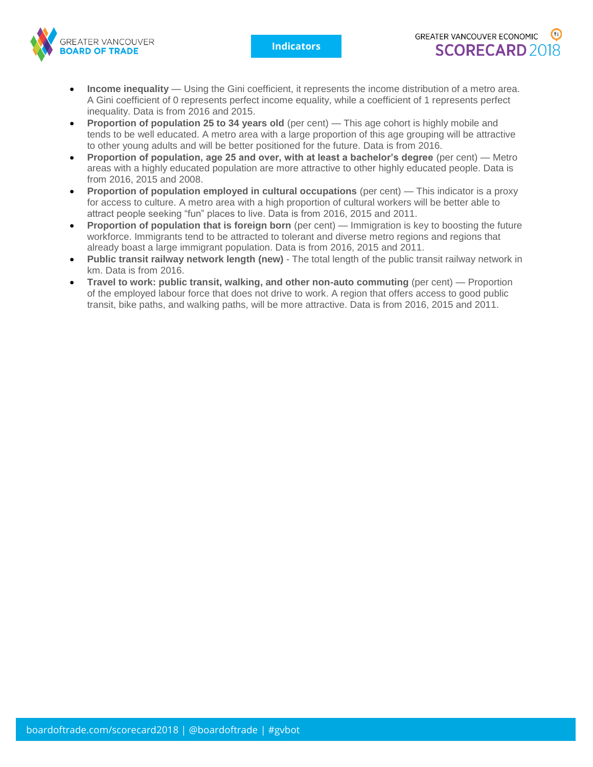- **Income inequality** — Using the Gini coefficient, it represents the income distribution of a metro area. A Gini coefficient of 0 represents perfect income equality, while a coefficient of 1 represents perfect inequality. Data is from 2016 and 2015.
- **Proportion of population 25 to 34 years old** (per cent) — This age cohort is highly mobile and tends to be well educated. A metro area with a large proportion of this age grouping will be attractive to other young adults and will be better positioned for the future. Data is from 2016.
- **Proportion of population, age 25 and over, with at least a bachelor's degree** (per cent) — Metro areas with a highly educated population are more attractive to other highly educated people. Data is from 2016, 2015 and 2008.
- **Proportion of population employed in cultural occupations** (per cent) — This indicator is a proxy for access to culture. A metro area with a high proportion of cultural workers will be better able to attract people seeking "fun" places to live. Data is from 2016, 2015 and 2011.
- **Proportion of population that is foreign born** (per cent) — Immigration is key to boosting the future workforce. Immigrants tend to be attracted to tolerant and diverse metro regions and regions that already boast a large immigrant population. Data is from 2016, 2015 and 2011.
- **Public transit railway network length (new)** - The total length of the public transit railway network in km. Data is from 2016.
- **Travel to work: public transit, walking, and other non-auto commuting** (per cent) — Proportion of the employed labour force that does not drive to work. A region that offers access to good public transit, bike paths, and walking paths, will be more attractive. Data is from 2016, 2015 and 2011.